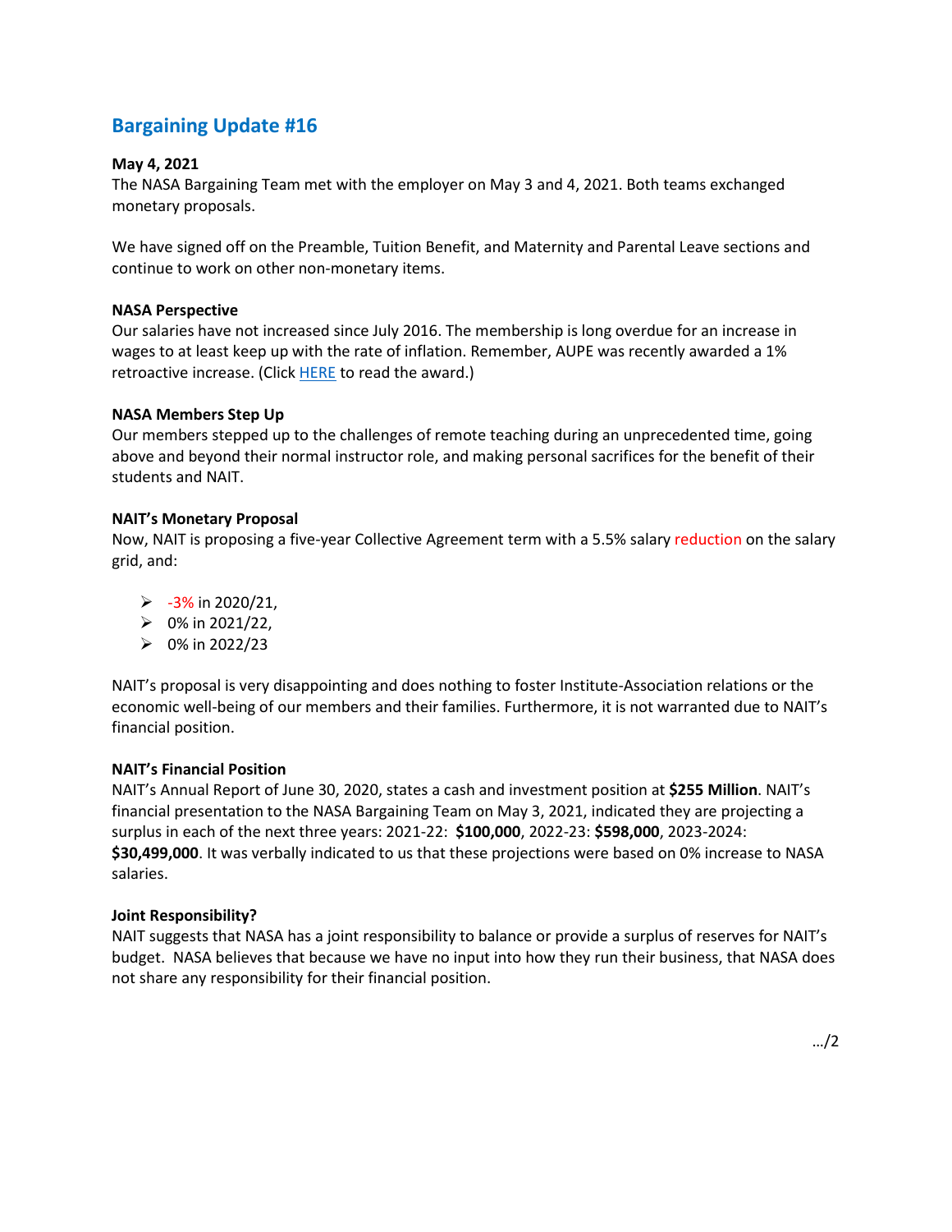# Bargaining Update #16

**May 4, 2021**

The NASA Bargaining Team met with the employer on May 3 and 4, 2021. Both teams exchanged monetary proposals.

We have signed off on the Preamble, Tuition Benefit, and Maternity and Parental Leave sections and continue to work on other non-monetary items.

**NASA Perspective**

Our salaries have not increased since July 2016. The membership is long overdue for an increase in wages to at least keep up with the rate of inflation. Remember, AUPE was recently awarded a 1% retroactive increase. (Click HERE to read the award.)

**NASA Members Step Up**

Our members stepped up to the challenges of remote teaching during an unprecedented time, going above and beyond their normal instructor role, and making personal sacrifices for the benefit of their students and NAIT.

**NAIT's Monetary Proposal**

Now, NAIT is proposing a five-year Collective Agreement term with a 5.5% salary reduction on the salary grid, and:

- -3% in 2020/21,
- 0% in 2021/22,
- 0% in 2022/23

NAIT's proposal is very disappointing and does nothing to foster Institute-Association relations or the economic well-being of our members and their families. Furthermore, it is not warranted due to NAIT's financial position.

**NAIT's Financial Position**

NAIT's Annual Report of June 30, 2020, states a cash and investment position at **$255 Million**. NAIT's financial presentation to the NASA Bargaining Team on May 3, 2021, indicated they are projecting a surplus in each of the next three years: 2021-22: **$100,000**, 2022-23: **$598,000**, 2023-2024: **$30,499,000**. It was verbally indicated to us that these projections were based on 0% increase to NASA salaries.

**Joint Responsibility?**

NAIT suggests that NASA has a joint responsibility to balance or provide a surplus of reserves for NAIT's budget. NASA believes that because we have no input into how they run their business, that NASA does not share any responsibility for their financial position.

…/2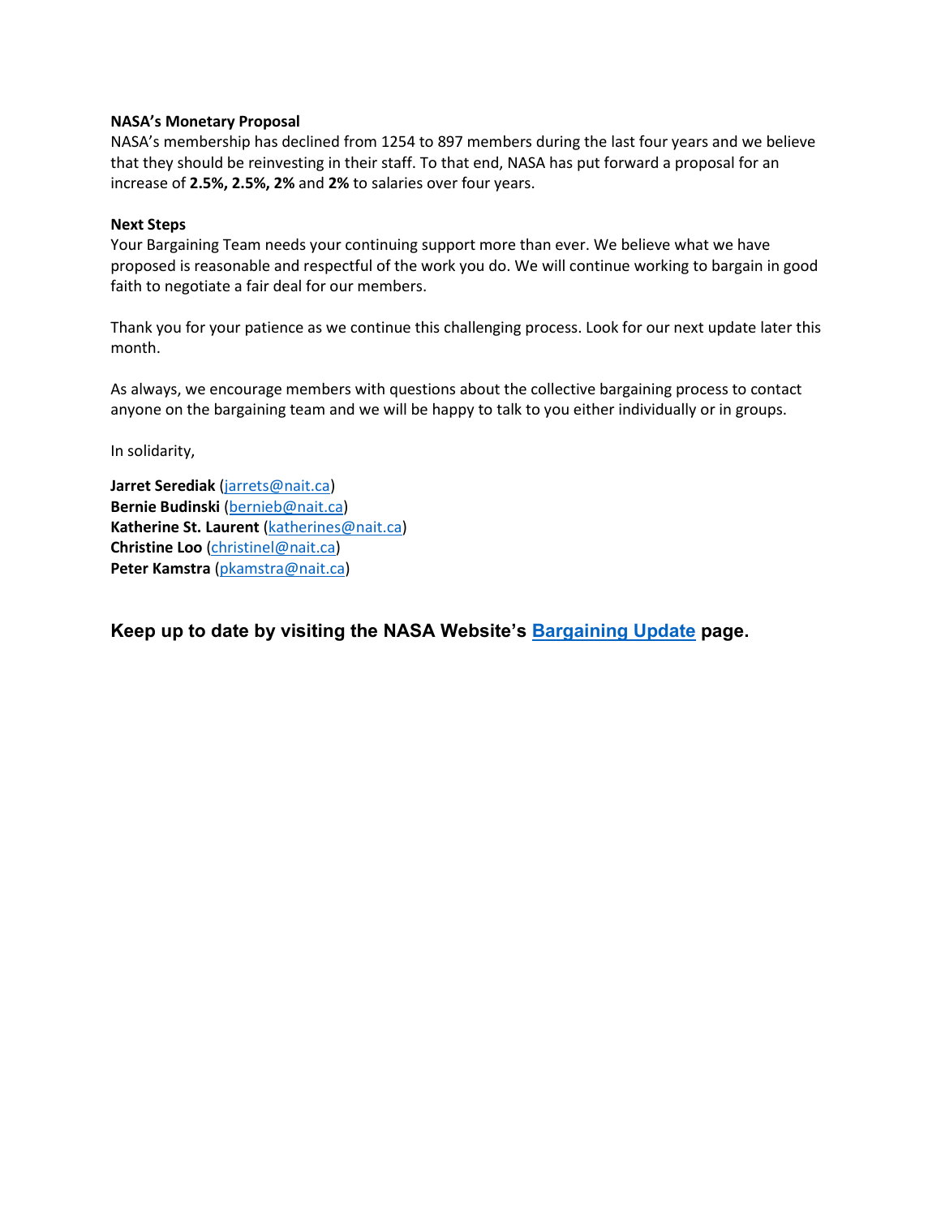**NASA's Monetary Proposal**

NASA's membership has declined from 1254 to 897 members during the last four years and we believe that they should be reinvesting in their staff. To that end, NASA has put forward a proposal for an increase of **2.5%, 2.5%, 2%** and **2%** to salaries over four years.

**Next Steps**

Your Bargaining Team needs your continuing support more than ever. We believe what we have proposed is reasonable and respectful of the work you do. We will continue working to bargain in good faith to negotiate a fair deal for our members.

Thank you for your patience as we continue this challenging process. Look for our next update later this month.

As always, we encourage members with questions about the collective bargaining process to contact anyone on the bargaining team and we will be happy to talk to you either individually or in groups.

In solidarity,

**Jarret Serediak** (jarrets@nait.ca)
**Bernie Budinski** (bernieb@nait.ca)
**Katherine St. Laurent** (katherines@nait.ca)
**Christine Loo** (christinel@nait.ca)
**Peter Kamstra** (pkamstra@nait.ca)

**Keep up to date by visiting the NASA Website's Bargaining Update page.**